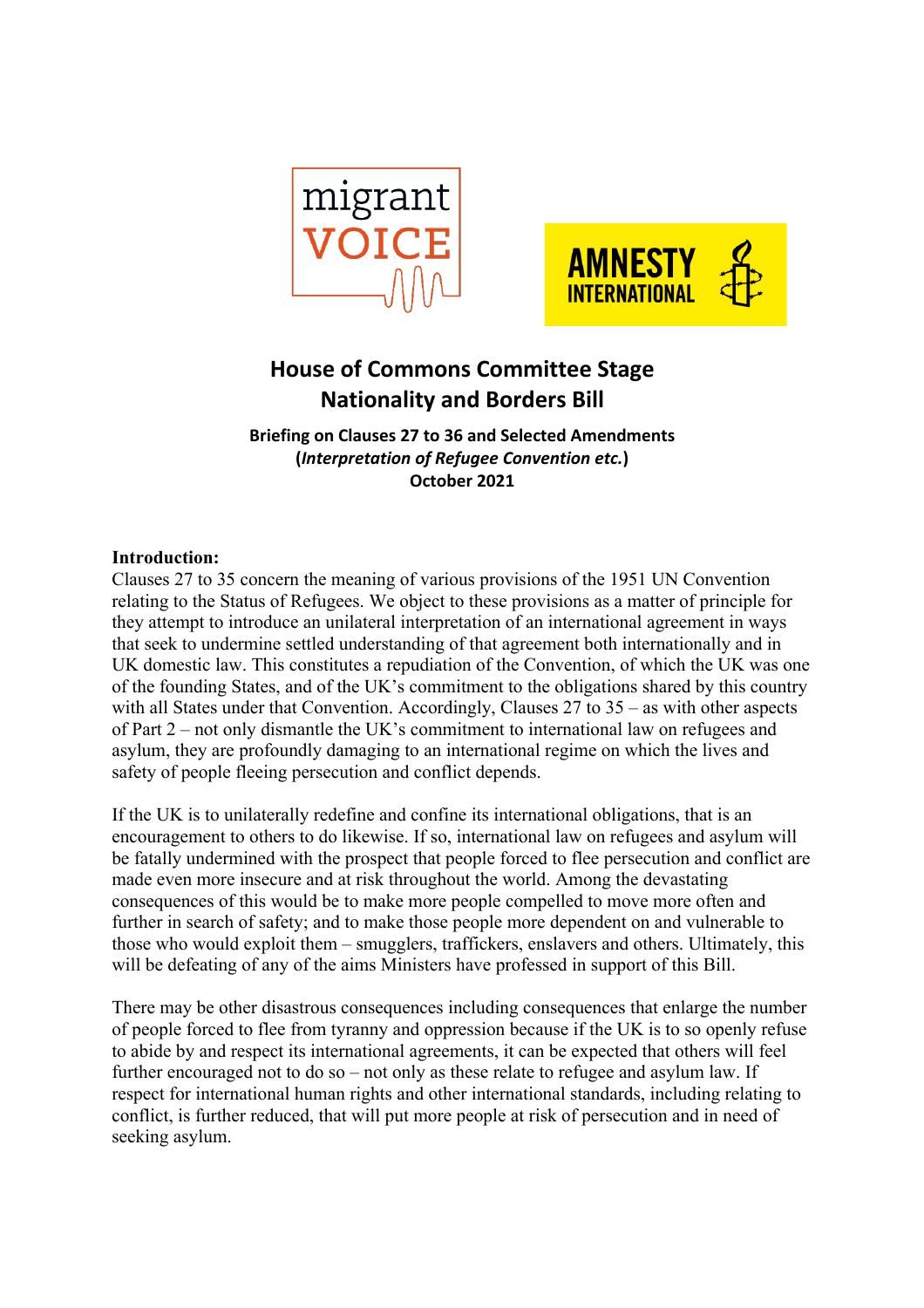# House of Commons Committee Stage
# Nationality and Borders Bill

**Briefing on Clauses 27 to 36 and Selected Amendments**
**(*Interpretation of Refugee Convention etc.*)**
**October 2021**

**Introduction:**

Clauses 27 to 35 concern the meaning of various provisions of the 1951 UN Convention relating to the Status of Refugees. We object to these provisions as a matter of principle for they attempt to introduce an unilateral interpretation of an international agreement in ways that seek to undermine settled understanding of that agreement both internationally and in UK domestic law. This constitutes a repudiation of the Convention, of which the UK was one of the founding States, and of the UK's commitment to the obligations shared by this country with all States under that Convention. Accordingly, Clauses 27 to 35 – as with other aspects of Part 2 – not only dismantle the UK's commitment to international law on refugees and asylum, they are profoundly damaging to an international regime on which the lives and safety of people fleeing persecution and conflict depends.

If the UK is to unilaterally redefine and confine its international obligations, that is an encouragement to others to do likewise. If so, international law on refugees and asylum will be fatally undermined with the prospect that people forced to flee persecution and conflict are made even more insecure and at risk throughout the world. Among the devastating consequences of this would be to make more people compelled to move more often and further in search of safety; and to make those people more dependent on and vulnerable to those who would exploit them – smugglers, traffickers, enslavers and others. Ultimately, this will be defeating of any of the aims Ministers have professed in support of this Bill.

There may be other disastrous consequences including consequences that enlarge the number of people forced to flee from tyranny and oppression because if the UK is to so openly refuse to abide by and respect its international agreements, it can be expected that others will feel further encouraged not to do so – not only as these relate to refugee and asylum law. If respect for international human rights and other international standards, including relating to conflict, is further reduced, that will put more people at risk of persecution and in need of seeking asylum.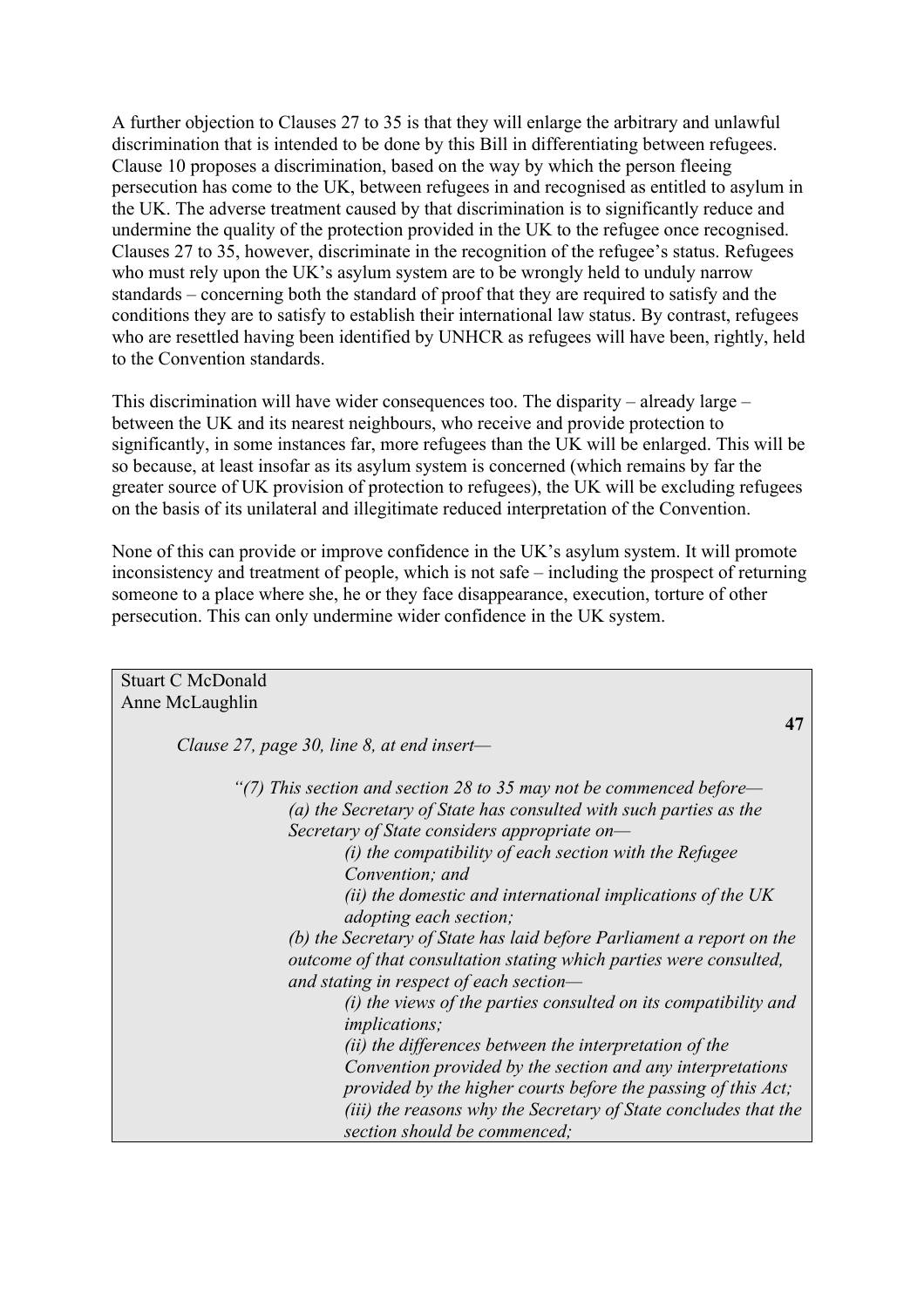A further objection to Clauses 27 to 35 is that they will enlarge the arbitrary and unlawful discrimination that is intended to be done by this Bill in differentiating between refugees. Clause 10 proposes a discrimination, based on the way by which the person fleeing persecution has come to the UK, between refugees in and recognised as entitled to asylum in the UK. The adverse treatment caused by that discrimination is to significantly reduce and undermine the quality of the protection provided in the UK to the refugee once recognised. Clauses 27 to 35, however, discriminate in the recognition of the refugee's status. Refugees who must rely upon the UK's asylum system are to be wrongly held to unduly narrow standards – concerning both the standard of proof that they are required to satisfy and the conditions they are to satisfy to establish their international law status. By contrast, refugees who are resettled having been identified by UNHCR as refugees will have been, rightly, held to the Convention standards.

This discrimination will have wider consequences too. The disparity – already large – between the UK and its nearest neighbours, who receive and provide protection to significantly, in some instances far, more refugees than the UK will be enlarged. This will be so because, at least insofar as its asylum system is concerned (which remains by far the greater source of UK provision of protection to refugees), the UK will be excluding refugees on the basis of its unilateral and illegitimate reduced interpretation of the Convention.

None of this can provide or improve confidence in the UK's asylum system. It will promote inconsistency and treatment of people, which is not safe – including the prospect of returning someone to a place where she, he or they face disappearance, execution, torture of other persecution. This can only undermine wider confidence in the UK system.

Stuart C McDonald
Anne McLaughlin

**47**

*Clause 27, page 30, line 8, at end insert—*

*"(7) This section and section 28 to 35 may not be commenced before—*

*(a) the Secretary of State has consulted with such parties as the Secretary of State considers appropriate on—*

*(i) the compatibility of each section with the Refugee Convention; and*

*(ii) the domestic and international implications of the UK adopting each section;*

*(b) the Secretary of State has laid before Parliament a report on the outcome of that consultation stating which parties were consulted, and stating in respect of each section—*

*(i) the views of the parties consulted on its compatibility and implications;*

*(ii) the differences between the interpretation of the Convention provided by the section and any interpretations provided by the higher courts before the passing of this Act;*

*(iii) the reasons why the Secretary of State concludes that the section should be commenced;*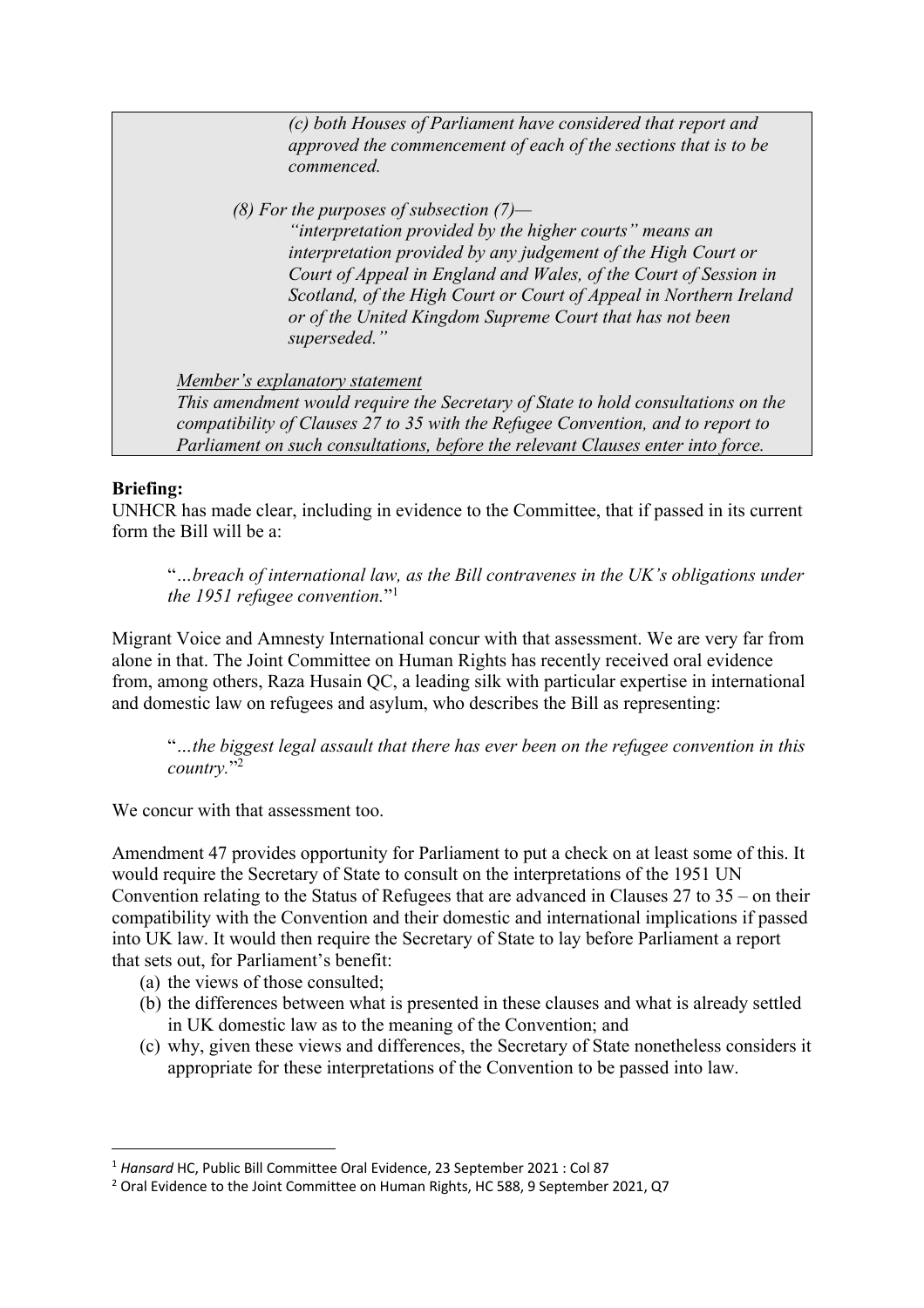> *(c) both Houses of Parliament have considered that report and approved the commencement of each of the sections that is to be commenced.*
>
> *(8) For the purposes of subsection (7)—*
>
> *"interpretation provided by the higher courts" means an interpretation provided by any judgement of the High Court or Court of Appeal in England and Wales, of the Court of Session in Scotland, of the High Court or Court of Appeal in Northern Ireland or of the United Kingdom Supreme Court that has not been superseded."*
>
> *<u>Member's explanatory statement</u>*
>
> *This amendment would require the Secretary of State to hold consultations on the compatibility of Clauses 27 to 35 with the Refugee Convention, and to report to Parliament on such consultations, before the relevant Clauses enter into force.*

**Briefing:**

UNHCR has made clear, including in evidence to the Committee, that if passed in its current form the Bill will be a:

> "*…breach of international law, as the Bill contravenes in the UK's obligations under the 1951 refugee convention.*"[1]

Migrant Voice and Amnesty International concur with that assessment. We are very far from alone in that. The Joint Committee on Human Rights has recently received oral evidence from, among others, Raza Husain QC, a leading silk with particular expertise in international and domestic law on refugees and asylum, who describes the Bill as representing:

> "*…the biggest legal assault that there has ever been on the refugee convention in this country.*"[2]

We concur with that assessment too.

Amendment 47 provides opportunity for Parliament to put a check on at least some of this. It would require the Secretary of State to consult on the interpretations of the 1951 UN Convention relating to the Status of Refugees that are advanced in Clauses 27 to 35 – on their compatibility with the Convention and their domestic and international implications if passed into UK law. It would then require the Secretary of State to lay before Parliament a report that sets out, for Parliament's benefit:

(a) the views of those consulted;
(b) the differences between what is presented in these clauses and what is already settled in UK domestic law as to the meaning of the Convention; and
(c) why, given these views and differences, the Secretary of State nonetheless considers it appropriate for these interpretations of the Convention to be passed into law.

---

[1] *Hansard* HC, Public Bill Committee Oral Evidence, 23 September 2021 : Col 87

[2] Oral Evidence to the Joint Committee on Human Rights, HC 588, 9 September 2021, Q7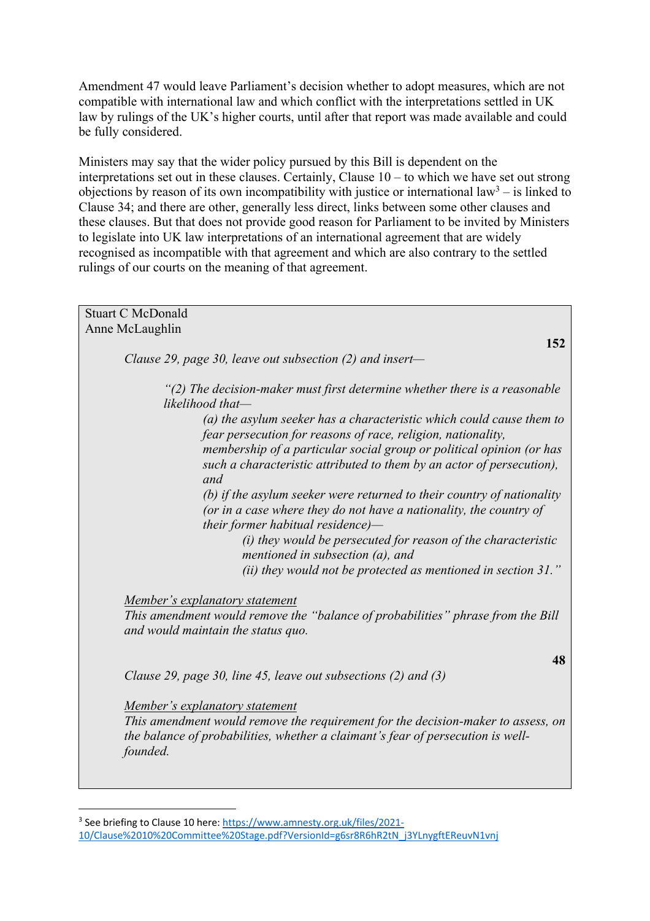Amendment 47 would leave Parliament's decision whether to adopt measures, which are not compatible with international law and which conflict with the interpretations settled in UK law by rulings of the UK's higher courts, until after that report was made available and could be fully considered.

Ministers may say that the wider policy pursued by this Bill is dependent on the interpretations set out in these clauses. Certainly, Clause 10 – to which we have set out strong objections by reason of its own incompatibility with justice or international law[3] – is linked to Clause 34; and there are other, generally less direct, links between some other clauses and these clauses. But that does not provide good reason for Parliament to be invited by Ministers to legislate into UK law interpretations of an international agreement that are widely recognised as incompatible with that agreement and which are also contrary to the settled rulings of our courts on the meaning of that agreement.

> Stuart C McDonald
> Anne McLaughlin
>
> **152**
>
> *Clause 29, page 30, leave out subsection (2) and insert—*
>
> *"(2) The decision-maker must first determine whether there is a reasonable likelihood that—*
>
> *(a) the asylum seeker has a characteristic which could cause them to fear persecution for reasons of race, religion, nationality, membership of a particular social group or political opinion (or has such a characteristic attributed to them by an actor of persecution), and*
>
> *(b) if the asylum seeker were returned to their country of nationality (or in a case where they do not have a nationality, the country of their former habitual residence)—*
>
> *(i) they would be persecuted for reason of the characteristic mentioned in subsection (a), and*
>
> *(ii) they would not be protected as mentioned in section 31."*
>
> *Member's explanatory statement*
> *This amendment would remove the "balance of probabilities" phrase from the Bill and would maintain the status quo.*
>
> **48**
>
> *Clause 29, page 30, line 45, leave out subsections (2) and (3)*
>
> *Member's explanatory statement*
> *This amendment would remove the requirement for the decision-maker to assess, on the balance of probabilities, whether a claimant's fear of persecution is well-founded.*

[3] See briefing to Clause 10 here: https://www.amnesty.org.uk/files/2021-10/Clause%2010%20Committee%20Stage.pdf?VersionId=g6sr8R6hR2tN_j3YLnygftEReuvN1vnj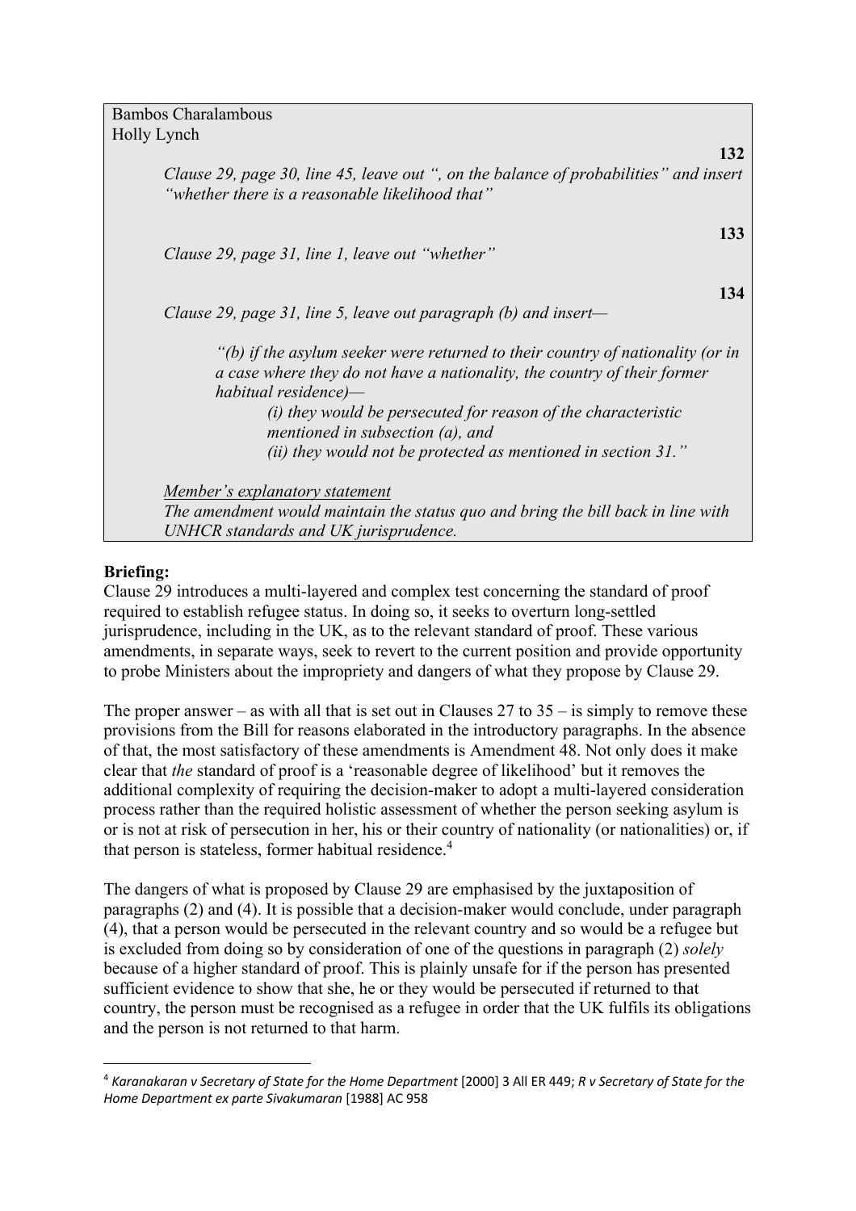Bambos Charalambous
Holly Lynch

**132**

*Clause 29, page 30, line 45, leave out ", on the balance of probabilities" and insert "whether there is a reasonable likelihood that"*

**133**

*Clause 29, page 31, line 1, leave out "whether"*

**134**

*Clause 29, page 31, line 5, leave out paragraph (b) and insert—*

> *"(b) if the asylum seeker were returned to their country of nationality (or in a case where they do not have a nationality, the country of their former habitual residence)—*
>
> > *(i) they would be persecuted for reason of the characteristic mentioned in subsection (a), and*
> >
> > *(ii) they would not be protected as mentioned in section 31."*

*Member's explanatory statement*
*The amendment would maintain the status quo and bring the bill back in line with UNHCR standards and UK jurisprudence.*

**Briefing:**

Clause 29 introduces a multi-layered and complex test concerning the standard of proof required to establish refugee status. In doing so, it seeks to overturn long-settled jurisprudence, including in the UK, as to the relevant standard of proof. These various amendments, in separate ways, seek to revert to the current position and provide opportunity to probe Ministers about the impropriety and dangers of what they propose by Clause 29.

The proper answer – as with all that is set out in Clauses 27 to 35 – is simply to remove these provisions from the Bill for reasons elaborated in the introductory paragraphs. In the absence of that, the most satisfactory of these amendments is Amendment 48. Not only does it make clear that *the* standard of proof is a 'reasonable degree of likelihood' but it removes the additional complexity of requiring the decision-maker to adopt a multi-layered consideration process rather than the required holistic assessment of whether the person seeking asylum is or is not at risk of persecution in her, his or their country of nationality (or nationalities) or, if that person is stateless, former habitual residence.[4]

The dangers of what is proposed by Clause 29 are emphasised by the juxtaposition of paragraphs (2) and (4). It is possible that a decision-maker would conclude, under paragraph (4), that a person would be persecuted in the relevant country and so would be a refugee but is excluded from doing so by consideration of one of the questions in paragraph (2) *solely* because of a higher standard of proof. This is plainly unsafe for if the person has presented sufficient evidence to show that she, he or they would be persecuted if returned to that country, the person must be recognised as a refugee in order that the UK fulfils its obligations and the person is not returned to that harm.

[4] *Karanakaran v Secretary of State for the Home Department* [2000] 3 All ER 449; *R v Secretary of State for the Home Department ex parte Sivakumaran* [1988] AC 958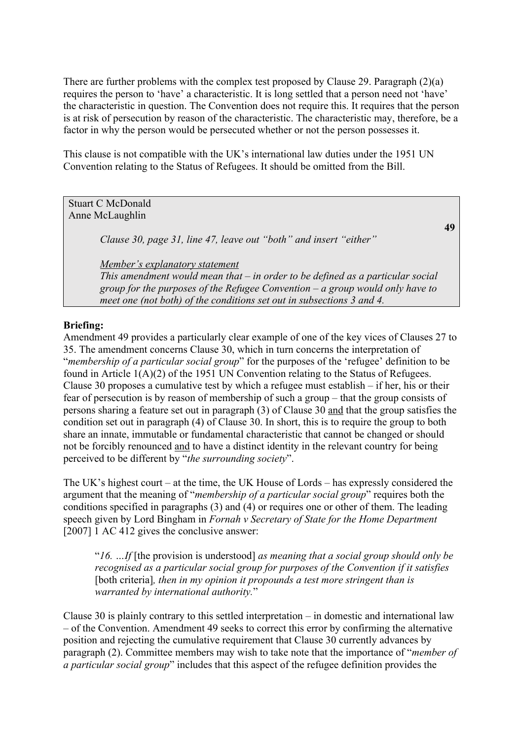There are further problems with the complex test proposed by Clause 29. Paragraph (2)(a) requires the person to 'have' a characteristic. It is long settled that a person need not 'have' the characteristic in question. The Convention does not require this. It requires that the person is at risk of persecution by reason of the characteristic. The characteristic may, therefore, be a factor in why the person would be persecuted whether or not the person possesses it.

This clause is not compatible with the UK's international law duties under the 1951 UN Convention relating to the Status of Refugees. It should be omitted from the Bill.

> Stuart C McDonald
> Anne McLaughlin
>
> **49**
>
> *Clause 30, page 31, line 47, leave out "both" and insert "either"*
>
> *Member's explanatory statement*
> *This amendment would mean that – in order to be defined as a particular social group for the purposes of the Refugee Convention – a group would only have to meet one (not both) of the conditions set out in subsections 3 and 4.*

**Briefing:**
Amendment 49 provides a particularly clear example of one of the key vices of Clauses 27 to 35. The amendment concerns Clause 30, which in turn concerns the interpretation of "*membership of a particular social group*" for the purposes of the 'refugee' definition to be found in Article 1(A)(2) of the 1951 UN Convention relating to the Status of Refugees. Clause 30 proposes a cumulative test by which a refugee must establish – if her, his or their fear of persecution is by reason of membership of such a group – that the group consists of persons sharing a feature set out in paragraph (3) of Clause 30 and that the group satisfies the condition set out in paragraph (4) of Clause 30. In short, this is to require the group to both share an innate, immutable or fundamental characteristic that cannot be changed or should not be forcibly renounced and to have a distinct identity in the relevant country for being perceived to be different by "*the surrounding society*".

The UK's highest court – at the time, the UK House of Lords – has expressly considered the argument that the meaning of "*membership of a particular social group*" requires both the conditions specified in paragraphs (3) and (4) or requires one or other of them. The leading speech given by Lord Bingham in *Fornah v Secretary of State for the Home Department* [2007] 1 AC 412 gives the conclusive answer:

> "*16. …If* [the provision is understood] *as meaning that a social group should only be recognised as a particular social group for purposes of the Convention if it satisfies* [both criteria]*, then in my opinion it propounds a test more stringent than is warranted by international authority.*"

Clause 30 is plainly contrary to this settled interpretation – in domestic and international law – of the Convention. Amendment 49 seeks to correct this error by confirming the alternative position and rejecting the cumulative requirement that Clause 30 currently advances by paragraph (2). Committee members may wish to take note that the importance of "*member of a particular social group*" includes that this aspect of the refugee definition provides the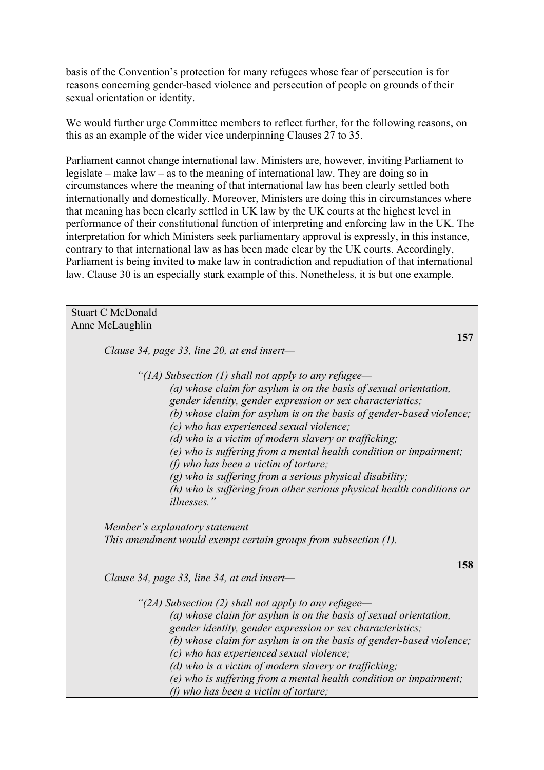basis of the Convention's protection for many refugees whose fear of persecution is for reasons concerning gender-based violence and persecution of people on grounds of their sexual orientation or identity.

We would further urge Committee members to reflect further, for the following reasons, on this as an example of the wider vice underpinning Clauses 27 to 35.

Parliament cannot change international law. Ministers are, however, inviting Parliament to legislate – make law – as to the meaning of international law. They are doing so in circumstances where the meaning of that international law has been clearly settled both internationally and domestically. Moreover, Ministers are doing this in circumstances where that meaning has been clearly settled in UK law by the UK courts at the highest level in performance of their constitutional function of interpreting and enforcing law in the UK. The interpretation for which Ministers seek parliamentary approval is expressly, in this instance, contrary to that international law as has been made clear by the UK courts. Accordingly, Parliament is being invited to make law in contradiction and repudiation of that international law. Clause 30 is an especially stark example of this. Nonetheless, it is but one example.

Stuart C McDonald
Anne McLaughlin

**157**

*Clause 34, page 33, line 20, at end insert—*

*"(1A) Subsection (1) shall not apply to any refugee—*
*(a) whose claim for asylum is on the basis of sexual orientation, gender identity, gender expression or sex characteristics;*
*(b) whose claim for asylum is on the basis of gender-based violence;*
*(c) who has experienced sexual violence;*
*(d) who is a victim of modern slavery or trafficking;*
*(e) who is suffering from a mental health condition or impairment;*
*(f) who has been a victim of torture;*
*(g) who is suffering from a serious physical disability;*
*(h) who is suffering from other serious physical health conditions or illnesses."*

Member's explanatory statement
*This amendment would exempt certain groups from subsection (1).*

**158**

*Clause 34, page 33, line 34, at end insert—*

*"(2A) Subsection (2) shall not apply to any refugee—*
*(a) whose claim for asylum is on the basis of sexual orientation, gender identity, gender expression or sex characteristics;*
*(b) whose claim for asylum is on the basis of gender-based violence;*
*(c) who has experienced sexual violence;*
*(d) who is a victim of modern slavery or trafficking;*
*(e) who is suffering from a mental health condition or impairment;*
*(f) who has been a victim of torture;*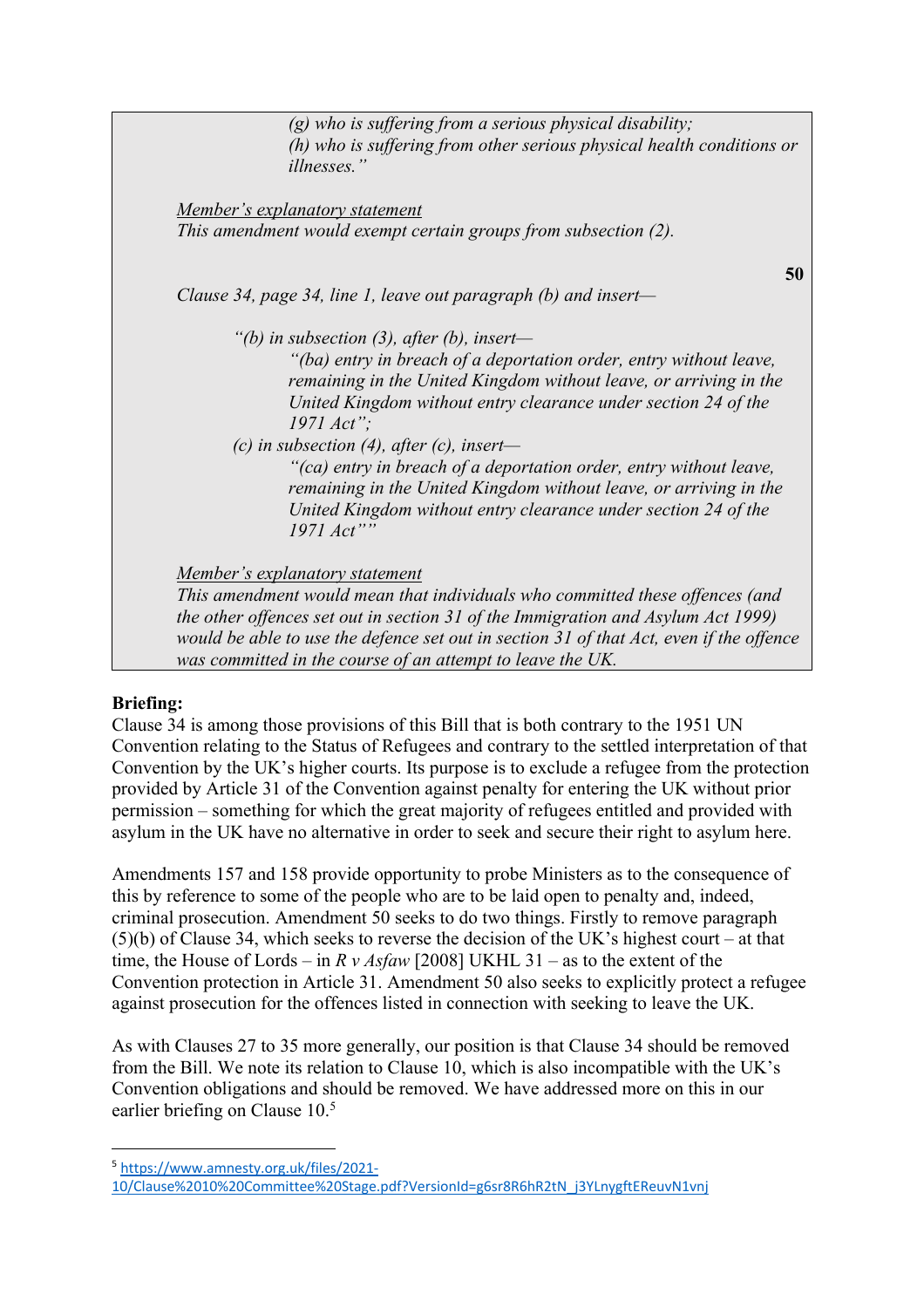*(g) who is suffering from a serious physical disability;*
*(h) who is suffering from other serious physical health conditions or illnesses."*

*Member's explanatory statement*
*This amendment would exempt certain groups from subsection (2).*

**50**

*Clause 34, page 34, line 1, leave out paragraph (b) and insert—*

*"(b) in subsection (3), after (b), insert—*
*"(ba) entry in breach of a deportation order, entry without leave, remaining in the United Kingdom without leave, or arriving in the United Kingdom without entry clearance under section 24 of the 1971 Act";*
*(c) in subsection (4), after (c), insert—*
*"(ca) entry in breach of a deportation order, entry without leave, remaining in the United Kingdom without leave, or arriving in the United Kingdom without entry clearance under section 24 of the 1971 Act""*

*Member's explanatory statement*
*This amendment would mean that individuals who committed these offences (and the other offences set out in section 31 of the Immigration and Asylum Act 1999) would be able to use the defence set out in section 31 of that Act, even if the offence was committed in the course of an attempt to leave the UK.*

**Briefing:**
Clause 34 is among those provisions of this Bill that is both contrary to the 1951 UN Convention relating to the Status of Refugees and contrary to the settled interpretation of that Convention by the UK's higher courts. Its purpose is to exclude a refugee from the protection provided by Article 31 of the Convention against penalty for entering the UK without prior permission – something for which the great majority of refugees entitled and provided with asylum in the UK have no alternative in order to seek and secure their right to asylum here.

Amendments 157 and 158 provide opportunity to probe Ministers as to the consequence of this by reference to some of the people who are to be laid open to penalty and, indeed, criminal prosecution. Amendment 50 seeks to do two things. Firstly to remove paragraph (5)(b) of Clause 34, which seeks to reverse the decision of the UK's highest court – at that time, the House of Lords – in *R v Asfaw* [2008] UKHL 31 – as to the extent of the Convention protection in Article 31. Amendment 50 also seeks to explicitly protect a refugee against prosecution for the offences listed in connection with seeking to leave the UK.

As with Clauses 27 to 35 more generally, our position is that Clause 34 should be removed from the Bill. We note its relation to Clause 10, which is also incompatible with the UK's Convention obligations and should be removed. We have addressed more on this in our earlier briefing on Clause 10.[5]

[5] https://www.amnesty.org.uk/files/2021-10/Clause%2010%20Committee%20Stage.pdf?VersionId=g6sr8R6hR2tN_j3YLnygftEReuvN1vnj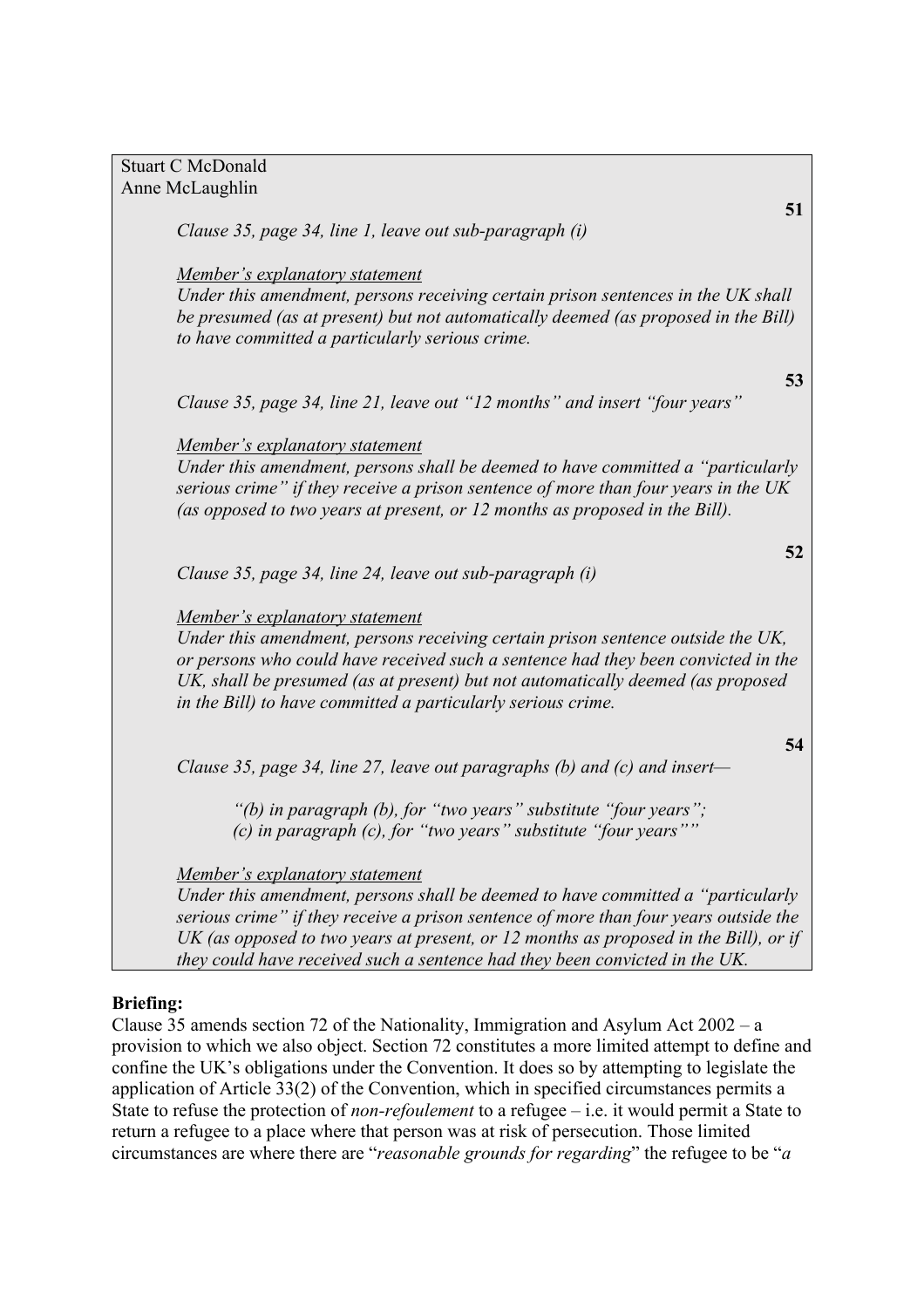Stuart C McDonald
Anne McLaughlin

**51**

*Clause 35, page 34, line 1, leave out sub-paragraph (i)*

*Member's explanatory statement*
*Under this amendment, persons receiving certain prison sentences in the UK shall be presumed (as at present) but not automatically deemed (as proposed in the Bill) to have committed a particularly serious crime.*

**53**

*Clause 35, page 34, line 21, leave out "12 months" and insert "four years"*

*Member's explanatory statement*
*Under this amendment, persons shall be deemed to have committed a "particularly serious crime" if they receive a prison sentence of more than four years in the UK (as opposed to two years at present, or 12 months as proposed in the Bill).*

**52**

*Clause 35, page 34, line 24, leave out sub-paragraph (i)*

*Member's explanatory statement*
*Under this amendment, persons receiving certain prison sentence outside the UK, or persons who could have received such a sentence had they been convicted in the UK, shall be presumed (as at present) but not automatically deemed (as proposed in the Bill) to have committed a particularly serious crime.*

**54**

*Clause 35, page 34, line 27, leave out paragraphs (b) and (c) and insert—*

> *"(b) in paragraph (b), for "two years" substitute "four years";*
> *(c) in paragraph (c), for "two years" substitute "four years""*

*Member's explanatory statement*
*Under this amendment, persons shall be deemed to have committed a "particularly serious crime" if they receive a prison sentence of more than four years outside the UK (as opposed to two years at present, or 12 months as proposed in the Bill), or if they could have received such a sentence had they been convicted in the UK.*

**Briefing:**

Clause 35 amends section 72 of the Nationality, Immigration and Asylum Act 2002 – a provision to which we also object. Section 72 constitutes a more limited attempt to define and confine the UK's obligations under the Convention. It does so by attempting to legislate the application of Article 33(2) of the Convention, which in specified circumstances permits a State to refuse the protection of *non-refoulement* to a refugee – i.e. it would permit a State to return a refugee to a place where that person was at risk of persecution. Those limited circumstances are where there are "*reasonable grounds for regarding*" the refugee to be "*a*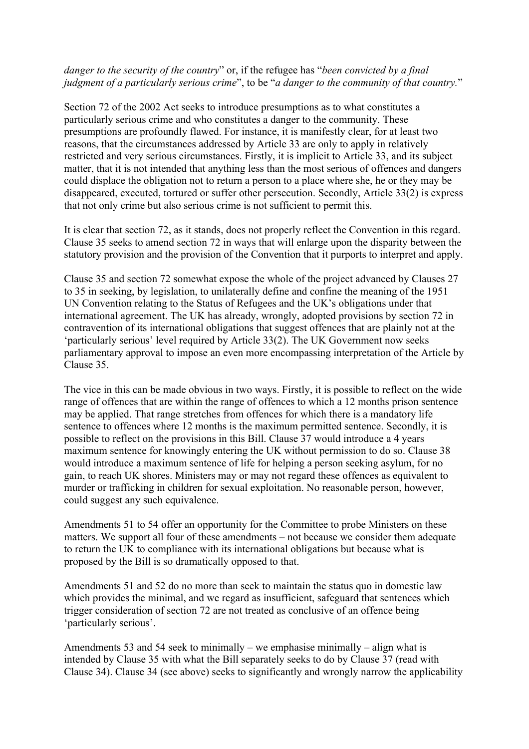*danger to the security of the country*" or, if the refugee has "*been convicted by a final judgment of a particularly serious crime*", to be "*a danger to the community of that country.*"

Section 72 of the 2002 Act seeks to introduce presumptions as to what constitutes a particularly serious crime and who constitutes a danger to the community. These presumptions are profoundly flawed. For instance, it is manifestly clear, for at least two reasons, that the circumstances addressed by Article 33 are only to apply in relatively restricted and very serious circumstances. Firstly, it is implicit to Article 33, and its subject matter, that it is not intended that anything less than the most serious of offences and dangers could displace the obligation not to return a person to a place where she, he or they may be disappeared, executed, tortured or suffer other persecution. Secondly, Article 33(2) is express that not only crime but also serious crime is not sufficient to permit this.

It is clear that section 72, as it stands, does not properly reflect the Convention in this regard. Clause 35 seeks to amend section 72 in ways that will enlarge upon the disparity between the statutory provision and the provision of the Convention that it purports to interpret and apply.

Clause 35 and section 72 somewhat expose the whole of the project advanced by Clauses 27 to 35 in seeking, by legislation, to unilaterally define and confine the meaning of the 1951 UN Convention relating to the Status of Refugees and the UK's obligations under that international agreement. The UK has already, wrongly, adopted provisions by section 72 in contravention of its international obligations that suggest offences that are plainly not at the 'particularly serious' level required by Article 33(2). The UK Government now seeks parliamentary approval to impose an even more encompassing interpretation of the Article by Clause 35.

The vice in this can be made obvious in two ways. Firstly, it is possible to reflect on the wide range of offences that are within the range of offences to which a 12 months prison sentence may be applied. That range stretches from offences for which there is a mandatory life sentence to offences where 12 months is the maximum permitted sentence. Secondly, it is possible to reflect on the provisions in this Bill. Clause 37 would introduce a 4 years maximum sentence for knowingly entering the UK without permission to do so. Clause 38 would introduce a maximum sentence of life for helping a person seeking asylum, for no gain, to reach UK shores. Ministers may or may not regard these offences as equivalent to murder or trafficking in children for sexual exploitation. No reasonable person, however, could suggest any such equivalence.

Amendments 51 to 54 offer an opportunity for the Committee to probe Ministers on these matters. We support all four of these amendments – not because we consider them adequate to return the UK to compliance with its international obligations but because what is proposed by the Bill is so dramatically opposed to that.

Amendments 51 and 52 do no more than seek to maintain the status quo in domestic law which provides the minimal, and we regard as insufficient, safeguard that sentences which trigger consideration of section 72 are not treated as conclusive of an offence being 'particularly serious'.

Amendments 53 and 54 seek to minimally – we emphasise minimally – align what is intended by Clause 35 with what the Bill separately seeks to do by Clause 37 (read with Clause 34). Clause 34 (see above) seeks to significantly and wrongly narrow the applicability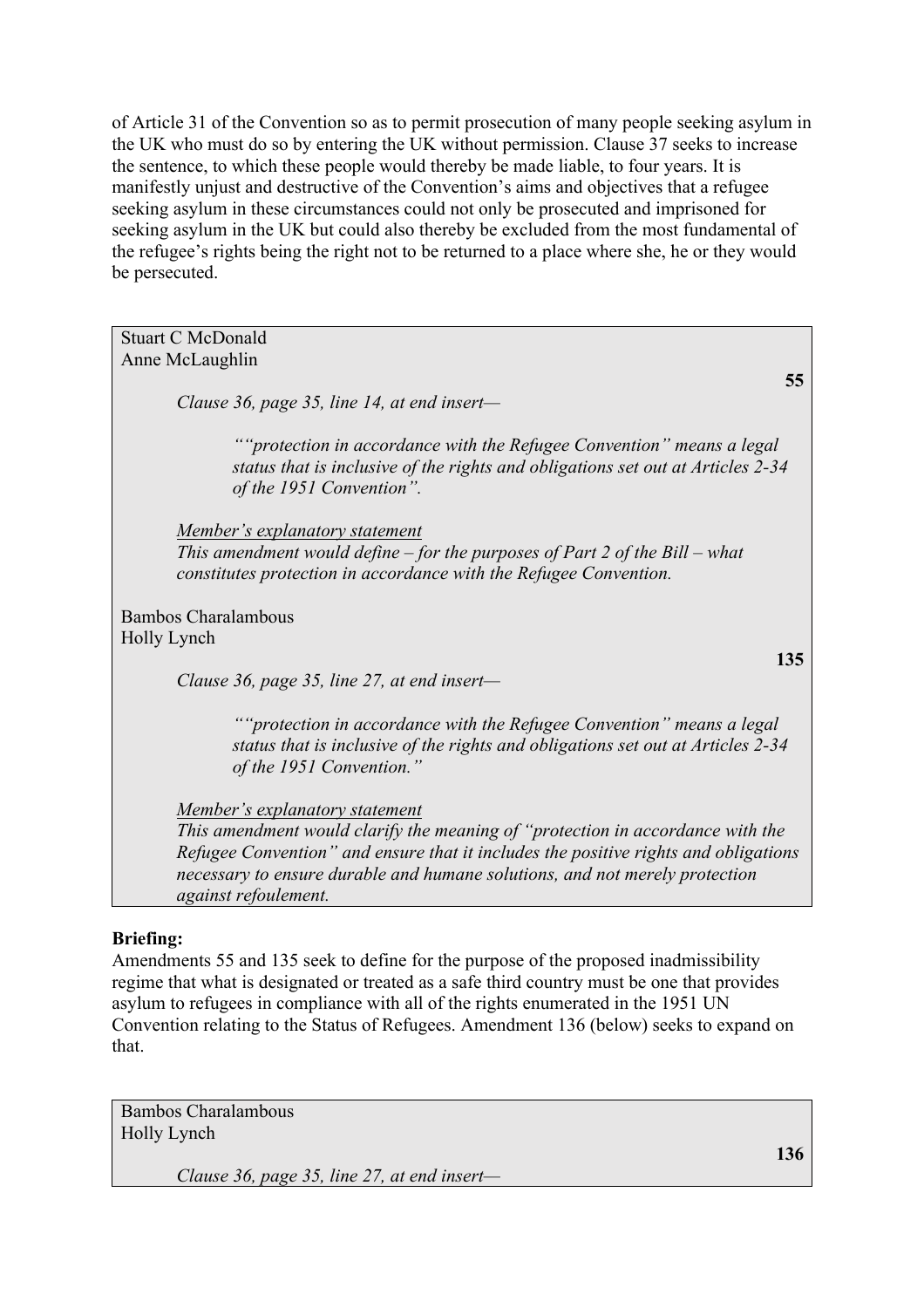of Article 31 of the Convention so as to permit prosecution of many people seeking asylum in the UK who must do so by entering the UK without permission. Clause 37 seeks to increase the sentence, to which these people would thereby be made liable, to four years. It is manifestly unjust and destructive of the Convention's aims and objectives that a refugee seeking asylum in these circumstances could not only be prosecuted and imprisoned for seeking asylum in the UK but could also thereby be excluded from the most fundamental of the refugee's rights being the right not to be returned to a place where she, he or they would be persecuted.

Stuart C McDonald
Anne McLaughlin

**55**

*Clause 36, page 35, line 14, at end insert—*

> *""protection in accordance with the Refugee Convention" means a legal status that is inclusive of the rights and obligations set out at Articles 2-34 of the 1951 Convention".*

*Member's explanatory statement*
*This amendment would define – for the purposes of Part 2 of the Bill – what constitutes protection in accordance with the Refugee Convention.*

Bambos Charalambous
Holly Lynch

**135**

*Clause 36, page 35, line 27, at end insert—*

> *""protection in accordance with the Refugee Convention" means a legal status that is inclusive of the rights and obligations set out at Articles 2-34 of the 1951 Convention."*

*Member's explanatory statement*
*This amendment would clarify the meaning of "protection in accordance with the Refugee Convention" and ensure that it includes the positive rights and obligations necessary to ensure durable and humane solutions, and not merely protection against refoulement.*

**Briefing:**
Amendments 55 and 135 seek to define for the purpose of the proposed inadmissibility regime that what is designated or treated as a safe third country must be one that provides asylum to refugees in compliance with all of the rights enumerated in the 1951 UN Convention relating to the Status of Refugees. Amendment 136 (below) seeks to expand on that.

Bambos Charalambous
Holly Lynch

**136**

*Clause 36, page 35, line 27, at end insert—*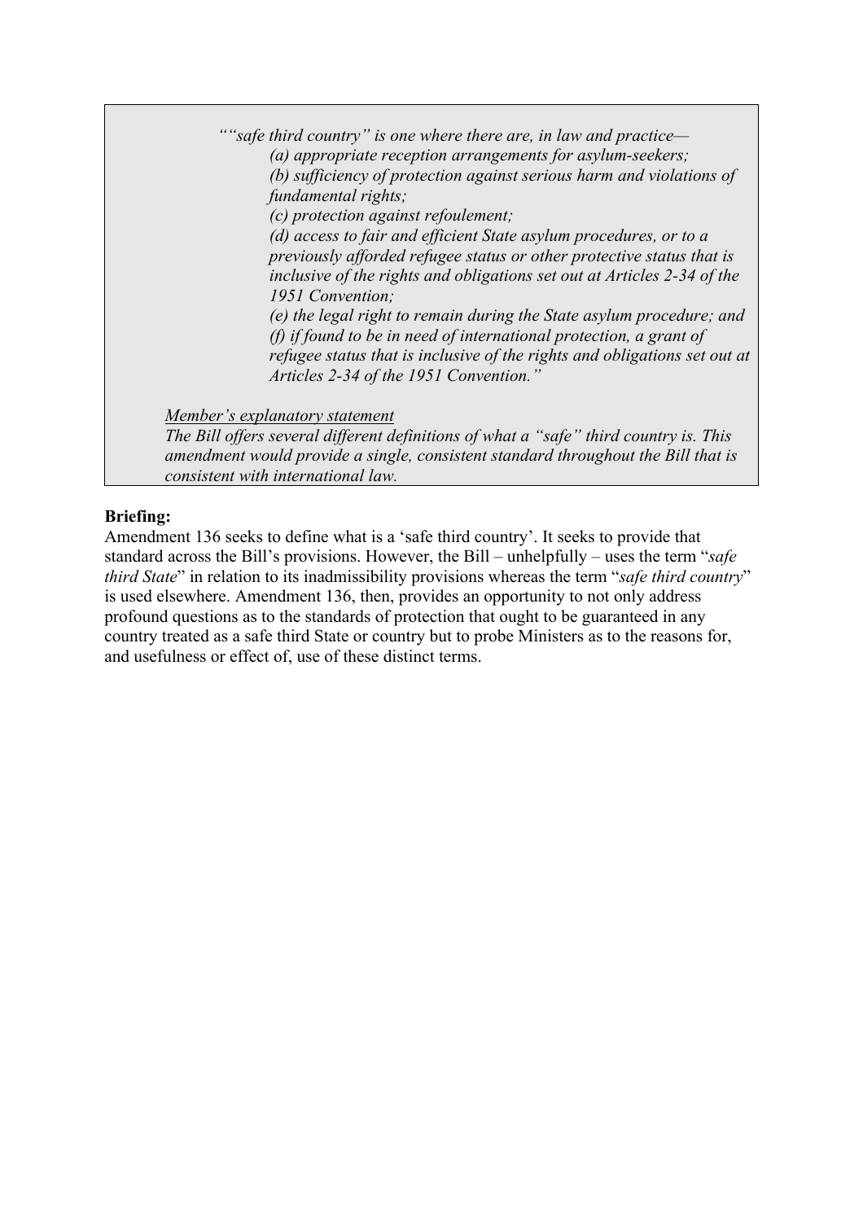*""safe third country" is one where there are, in law and practice—*

*(a) appropriate reception arrangements for asylum-seekers;*

*(b) sufficiency of protection against serious harm and violations of fundamental rights;*

*(c) protection against refoulement;*

*(d) access to fair and efficient State asylum procedures, or to a previously afforded refugee status or other protective status that is inclusive of the rights and obligations set out at Articles 2-34 of the 1951 Convention;*

*(e) the legal right to remain during the State asylum procedure; and*

*(f) if found to be in need of international protection, a grant of refugee status that is inclusive of the rights and obligations set out at Articles 2-34 of the 1951 Convention."*

*<u>Member's explanatory statement</u>*

*The Bill offers several different definitions of what a "safe" third country is. This amendment would provide a single, consistent standard throughout the Bill that is consistent with international law.*

**Briefing:**

Amendment 136 seeks to define what is a 'safe third country'. It seeks to provide that standard across the Bill's provisions. However, the Bill – unhelpfully – uses the term "*safe third State*" in relation to its inadmissibility provisions whereas the term "*safe third country*" is used elsewhere. Amendment 136, then, provides an opportunity to not only address profound questions as to the standards of protection that ought to be guaranteed in any country treated as a safe third State or country but to probe Ministers as to the reasons for, and usefulness or effect of, use of these distinct terms.